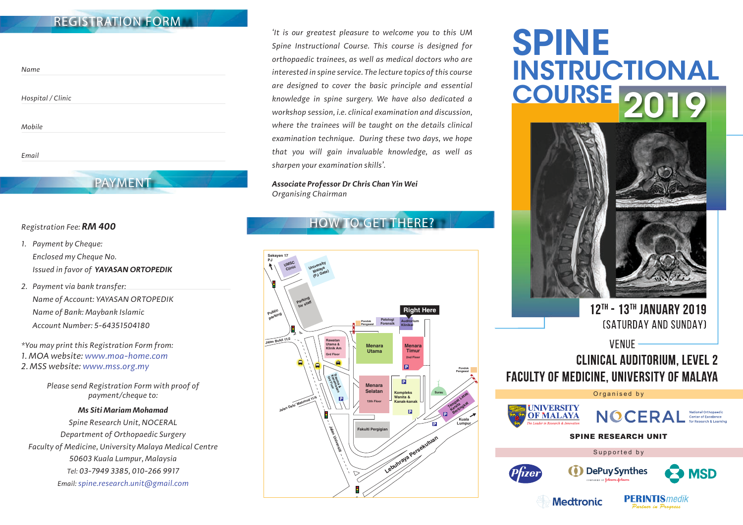## REGISTRATION FORM

Name

Hospital / Clinic

Mobile

Email

## PAYMENT

Registration Fee: ***RM 400***

1. Payment by Cheque:
   Enclosed my Cheque No.
   Issued in favor of ***YAYASAN ORTOPEDIK***
2. Payment via bank transfer:
   Name of Account: YAYASAN ORTOPEDIK
   Name of Bank: Maybank Islamic
   Account Number: 5-64351504180

*You may print this Registration Form from:
1. MOA website: www.moa-home.com
2. MSS website: www.mss.org.my

Please send Registration Form with proof of payment/cheque to:

***Ms Siti Mariam Mohamad***
Spine Research Unit, NOCERAL
Department of Orthopaedic Surgery
Faculty of Medicine, University Malaya Medical Centre
50603 Kuala Lumpur, Malaysia
Tel: 03-7949 3385, 010-266 9917
Email: spine.research.unit@gmail.com

*'It is our greatest pleasure to welcome you to this UM Spine Instructional Course. This course is designed for orthopaedic trainees, as well as medical doctors who are interested in spine service. The lecture topics of this course are designed to cover the basic principle and essential knowledge in spine surgery. We have also dedicated a workshop session, i.e. clinical examination and discussion, where the trainees will be taught on the details clinical examination technique. During these two days, we hope that you will gain invaluable knowledge, as well as sharpen your examination skills'.*

***Associate Professor Dr Chris Chan Yin Wei***
*Organising Chairman*

## HOW TO GET THERE?

Seksyen 17 PJ, UMSC Clinic, University Malaya (PJ Gate), Parking for staff, Public parking, Jalan Bukit 11/2, Pondok Pengawal, Patologi Forensik, Auditorium Klinikal, Right Here, Rawatan Utama & Klinik Am Grd Floor, Menara Utama, Menara Timur 2nd Floor, Pondok Pengawal, Trauma & Kecemasan Grd Floor, Menara Selatan 13th Floor, Kompleks Wanita & Kanak-kanak, Surau, Tempat Letak Kereta Bertingkat, Jalan Dato' Mahmud 11/4, Jalan Universiti, Fakulti Pergigian, Kuala Lumpur, Lebuhraya Persekutuan

# SPINE INSTRUCTIONAL COURSE 2019

12TH - 13TH JANUARY 2019
(SATURDAY AND SUNDAY)

VENUE
CLINICAL AUDITORIUM, LEVEL 2
FACULTY OF MEDICINE, UNIVERSITY OF MALAYA

Organised by

University of Malaya — The Leader in Research & Innovation
NOCERAL — National Orthopaedic Center of Excellence for Research & Learning
SPINE RESEARCH UNIT

Supported by

Pfizer, DePuy Synthes, MSD, Medtronic, PERINTIS medik — Partner in Progress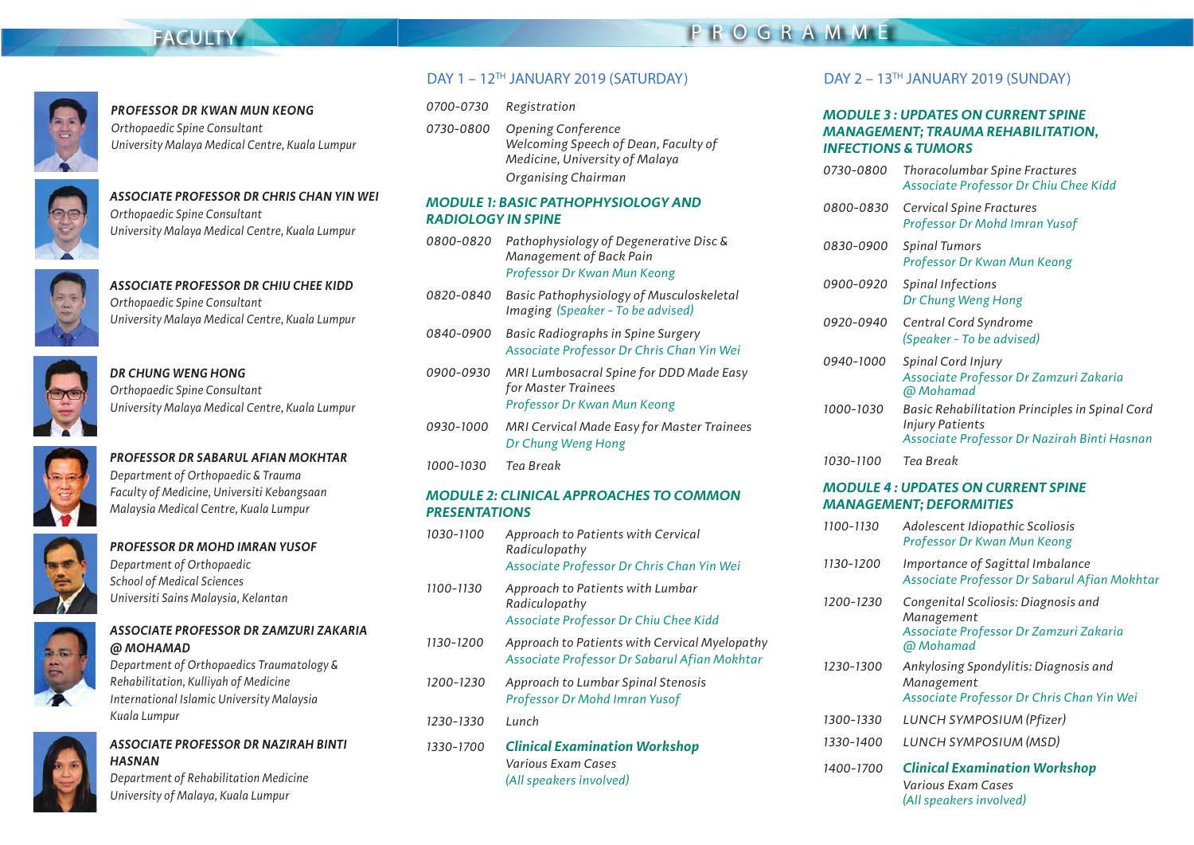## FACULTY

**PROFESSOR DR KWAN MUN KEONG**
*Orthopaedic Spine Consultant*
*University Malaya Medical Centre, Kuala Lumpur*

**ASSOCIATE PROFESSOR DR CHRIS CHAN YIN WEI**
*Orthopaedic Spine Consultant*
*University Malaya Medical Centre, Kuala Lumpur*

**ASSOCIATE PROFESSOR DR CHIU CHEE KIDD**
*Orthopaedic Spine Consultant*
*University Malaya Medical Centre, Kuala Lumpur*

**DR CHUNG WENG HONG**
*Orthopaedic Spine Consultant*
*University Malaya Medical Centre, Kuala Lumpur*

**PROFESSOR DR SABARUL AFIAN MOKHTAR**
*Department of Orthopaedic & Trauma*
*Faculty of Medicine, Universiti Kebangsaan Malaysia Medical Centre, Kuala Lumpur*

**PROFESSOR DR MOHD IMRAN YUSOF**
*Department of Orthopaedic*
*School of Medical Sciences*
*Universiti Sains Malaysia, Kelantan*

**ASSOCIATE PROFESSOR DR ZAMZURI ZAKARIA @ MOHAMAD**
*Department of Orthopaedics Traumatology & Rehabilitation, Kulliyah of Medicine*
*International Islamic University Malaysia*
*Kuala Lumpur*

**ASSOCIATE PROFESSOR DR NAZIRAH BINTI HASNAN**
*Department of Rehabilitation Medicine*
*University of Malaya, Kuala Lumpur*

## PROGRAMME

### DAY 1 – 12TH JANUARY 2019 (SATURDAY)

| | |
|---|---|
| 0700-0730 | Registration |
| 0730-0800 | Opening Conference<br>Welcoming Speech of Dean, Faculty of Medicine, University of Malaya<br>Organising Chairman |

#### MODULE 1: BASIC PATHOPHYSIOLOGY AND RADIOLOGY IN SPINE

| | |
|---|---|
| 0800-0820 | Pathophysiology of Degenerative Disc & Management of Back Pain<br>Professor Dr Kwan Mun Keong |
| 0820-0840 | Basic Pathophysiology of Musculoskeletal Imaging (Speaker - To be advised) |
| 0840-0900 | Basic Radiographs in Spine Surgery<br>Associate Professor Dr Chris Chan Yin Wei |
| 0900-0930 | MRI Lumbosacral Spine for DDD Made Easy for Master Trainees<br>Professor Dr Kwan Mun Keong |
| 0930-1000 | MRI Cervical Made Easy for Master Trainees<br>Dr Chung Weng Hong |
| 1000-1030 | Tea Break |

#### MODULE 2: CLINICAL APPROACHES TO COMMON PRESENTATIONS

| | |
|---|---|
| 1030-1100 | Approach to Patients with Cervical Radiculopathy<br>Associate Professor Dr Chris Chan Yin Wei |
| 1100-1130 | Approach to Patients with Lumbar Radiculopathy<br>Associate Professor Dr Chiu Chee Kidd |
| 1130-1200 | Approach to Patients with Cervical Myelopathy<br>Associate Professor Dr Sabarul Afian Mokhtar |
| 1200-1230 | Approach to Lumbar Spinal Stenosis<br>Professor Dr Mohd Imran Yusof |
| 1230-1330 | Lunch |
| 1330-1700 | **Clinical Examination Workshop**<br>Various Exam Cases<br>(All speakers involved) |

### DAY 2 – 13TH JANUARY 2019 (SUNDAY)

#### MODULE 3 : UPDATES ON CURRENT SPINE MANAGEMENT; TRAUMA REHABILITATION, INFECTIONS & TUMORS

| | |
|---|---|
| 0730-0800 | Thoracolumbar Spine Fractures<br>Associate Professor Dr Chiu Chee Kidd |
| 0800-0830 | Cervical Spine Fractures<br>Professor Dr Mohd Imran Yusof |
| 0830-0900 | Spinal Tumors<br>Professor Dr Kwan Mun Keong |
| 0900-0920 | Spinal Infections<br>Dr Chung Weng Hong |
| 0920-0940 | Central Cord Syndrome<br>(Speaker - To be advised) |
| 0940-1000 | Spinal Cord Injury<br>Associate Professor Dr Zamzuri Zakaria @ Mohamad |
| 1000-1030 | Basic Rehabilitation Principles in Spinal Cord Injury Patients<br>Associate Professor Dr Nazirah Binti Hasnan |
| 1030-1100 | Tea Break |

#### MODULE 4 : UPDATES ON CURRENT SPINE MANAGEMENT; DEFORMITIES

| | |
|---|---|
| 1100-1130 | Adolescent Idiopathic Scoliosis<br>Professor Dr Kwan Mun Keong |
| 1130-1200 | Importance of Sagittal Imbalance<br>Associate Professor Dr Sabarul Afian Mokhtar |
| 1200-1230 | Congenital Scoliosis: Diagnosis and Management<br>Associate Professor Dr Zamzuri Zakaria @ Mohamad |
| 1230-1300 | Ankylosing Spondylitis: Diagnosis and Management<br>Associate Professor Dr Chris Chan Yin Wei |
| 1300-1330 | LUNCH SYMPOSIUM (Pfizer) |
| 1330-1400 | LUNCH SYMPOSIUM (MSD) |
| 1400-1700 | **Clinical Examination Workshop**<br>Various Exam Cases<br>(All speakers involved) |